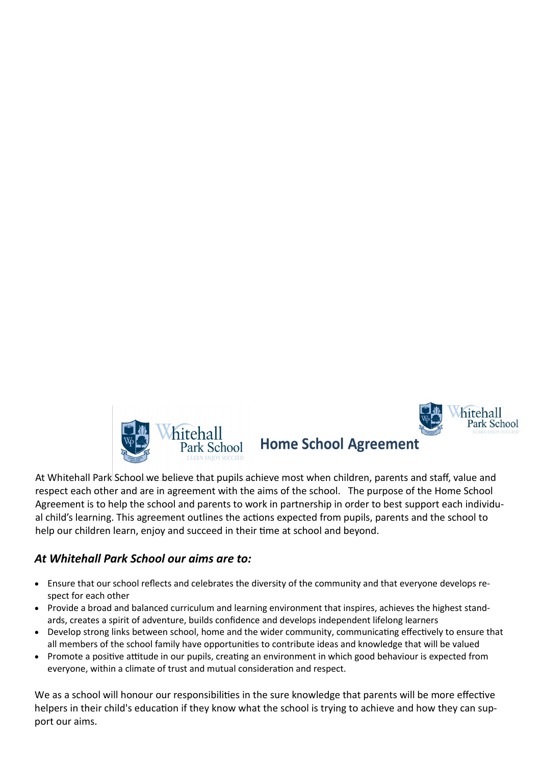# Home School Agreement

At Whitehall Park School we believe that pupils achieve most when children, parents and staff, value and respect each other and are in agreement with the aims of the school. The purpose of the Home School Agreement is to help the school and parents to work in partnership in order to best support each individual child's learning. This agreement outlines the actions expected from pupils, parents and the school to help our children learn, enjoy and succeed in their time at school and beyond.

### *At Whitehall Park School our aims are to:*

- Ensure that our school reflects and celebrates the diversity of the community and that everyone develops respect for each other
- Provide a broad and balanced curriculum and learning environment that inspires, achieves the highest standards, creates a spirit of adventure, builds confidence and develops independent lifelong learners
- Develop strong links between school, home and the wider community, communicating effectively to ensure that all members of the school family have opportunities to contribute ideas and knowledge that will be valued
- Promote a positive attitude in our pupils, creating an environment in which good behaviour is expected from everyone, within a climate of trust and mutual consideration and respect.

We as a school will honour our responsibilities in the sure knowledge that parents will be more effective helpers in their child's education if they know what the school is trying to achieve and how they can support our aims.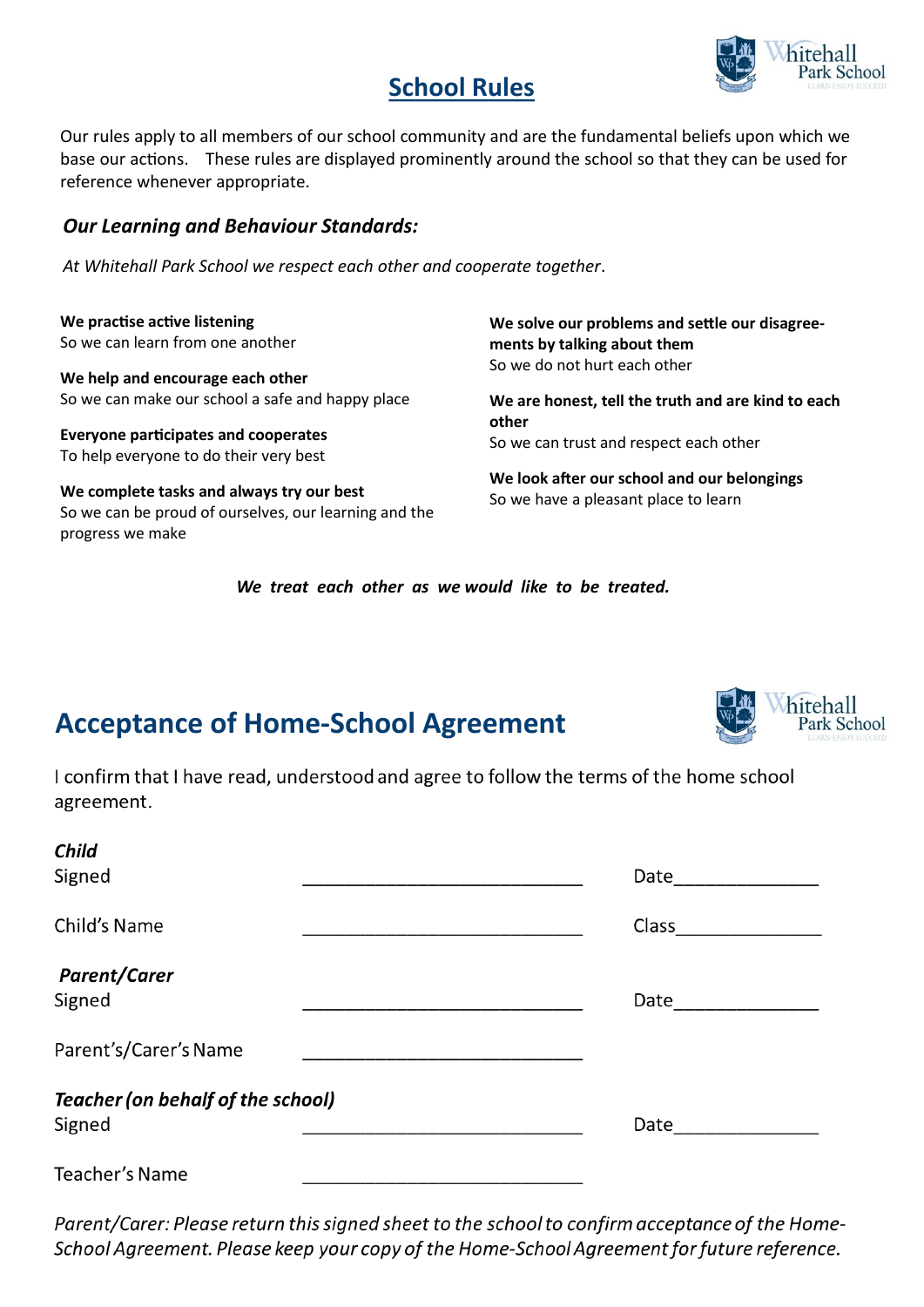# School Rules

Our rules apply to all members of our school community and are the fundamental beliefs upon which we base our actions. These rules are displayed prominently around the school so that they can be used for reference whenever appropriate.

### *Our Learning and Behaviour Standards:*

*At Whitehall Park School we respect each other and cooperate together*.

**We practise active listening**
So we can learn from one another

**We help and encourage each other**
So we can make our school a safe and happy place

**Everyone participates and cooperates**
To help everyone to do their very best

**We complete tasks and always try our best**
So we can be proud of ourselves, our learning and the progress we make

**We solve our problems and settle our disagreements by talking about them**
So we do not hurt each other

**We are honest, tell the truth and are kind to each other**
So we can trust and respect each other

**We look after our school and our belongings**
So we have a pleasant place to learn

***We treat each other as we would like to be treated.***

# Acceptance of Home-School Agreement

I confirm that I have read, understood and agree to follow the terms of the home school agreement.

***Child***

Signed \_\_\_\_\_\_\_\_\_\_\_\_\_\_\_\_\_\_\_\_\_\_\_\_\_\_\_\_ Date\_\_\_\_\_\_\_\_\_\_\_\_\_\_

Child's Name \_\_\_\_\_\_\_\_\_\_\_\_\_\_\_\_\_\_\_\_\_\_\_\_\_\_\_\_ Class\_\_\_\_\_\_\_\_\_\_\_\_\_\_

***Parent/Carer***

Signed \_\_\_\_\_\_\_\_\_\_\_\_\_\_\_\_\_\_\_\_\_\_\_\_\_\_\_\_ Date\_\_\_\_\_\_\_\_\_\_\_\_\_\_

Parent's/Carer's Name \_\_\_\_\_\_\_\_\_\_\_\_\_\_\_\_\_\_\_\_\_\_\_\_\_\_\_\_

***Teacher (on behalf of the school)***

Signed \_\_\_\_\_\_\_\_\_\_\_\_\_\_\_\_\_\_\_\_\_\_\_\_\_\_\_\_ Date\_\_\_\_\_\_\_\_\_\_\_\_\_\_

Teacher's Name \_\_\_\_\_\_\_\_\_\_\_\_\_\_\_\_\_\_\_\_\_\_\_\_\_\_\_\_

*Parent/Carer: Please return this signed sheet to the school to confirm acceptance of the Home-School Agreement. Please keep your copy of the Home-School Agreement for future reference.*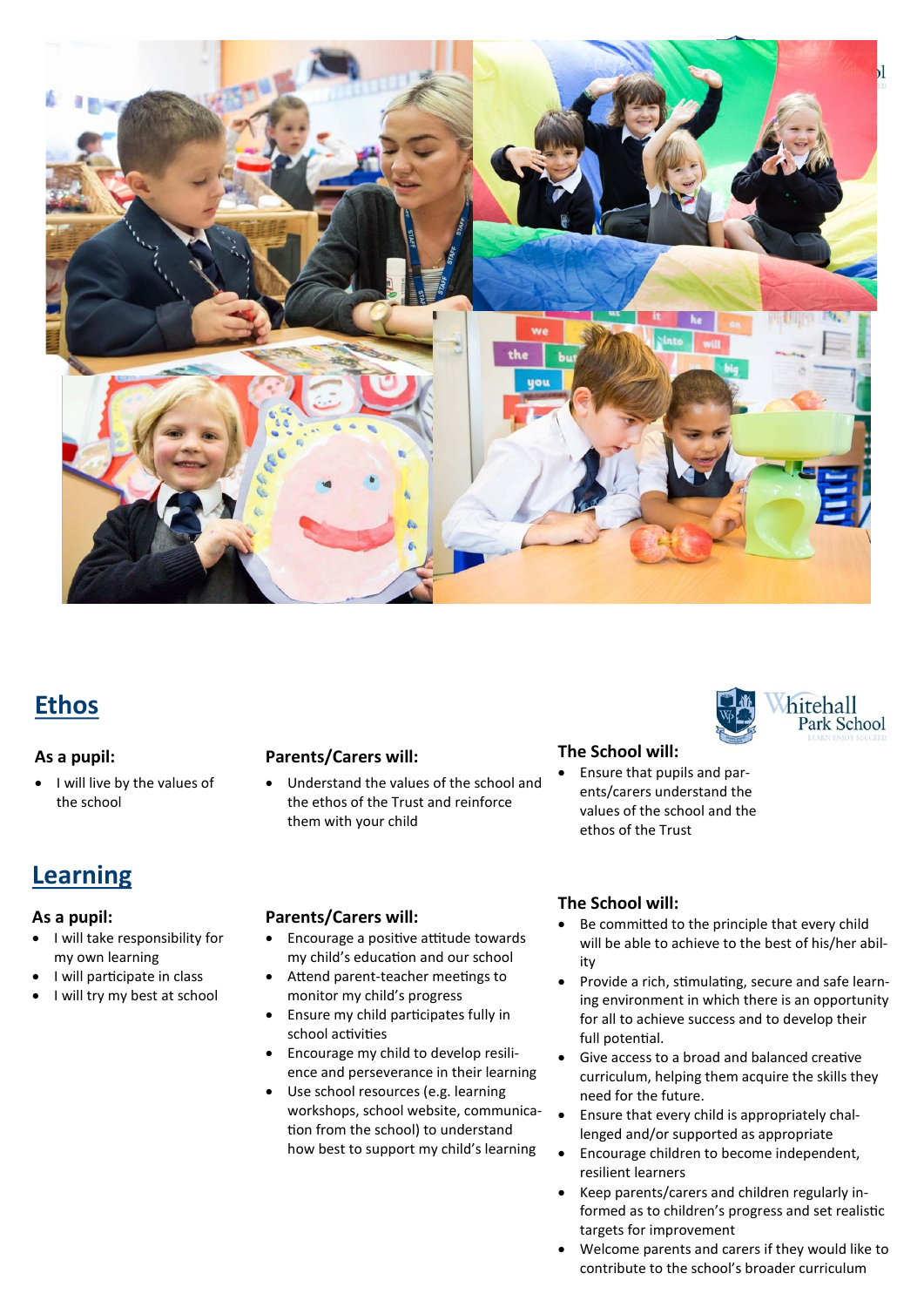## Ethos

### As a pupil:

- I will live by the values of the school

### Parents/Carers will:

- Understand the values of the school and the ethos of the Trust and reinforce them with your child

### The School will:

- Ensure that pupils and parents/carers understand the values of the school and the ethos of the Trust

## Learning

### As a pupil:

- I will take responsibility for my own learning
- I will participate in class
- I will try my best at school

### Parents/Carers will:

- Encourage a positive attitude towards my child's education and our school
- Attend parent-teacher meetings to monitor my child's progress
- Ensure my child participates fully in school activities
- Encourage my child to develop resilience and perseverance in their learning
- Use school resources (e.g. learning workshops, school website, communication from the school) to understand how best to support my child's learning

### The School will:

- Be committed to the principle that every child will be able to achieve to the best of his/her ability
- Provide a rich, stimulating, secure and safe learning environment in which there is an opportunity for all to achieve success and to develop their full potential.
- Give access to a broad and balanced creative curriculum, helping them acquire the skills they need for the future.
- Ensure that every child is appropriately challenged and/or supported as appropriate
- Encourage children to become independent, resilient learners
- Keep parents/carers and children regularly informed as to children's progress and set realistic targets for improvement
- Welcome parents and carers if they would like to contribute to the school's broader curriculum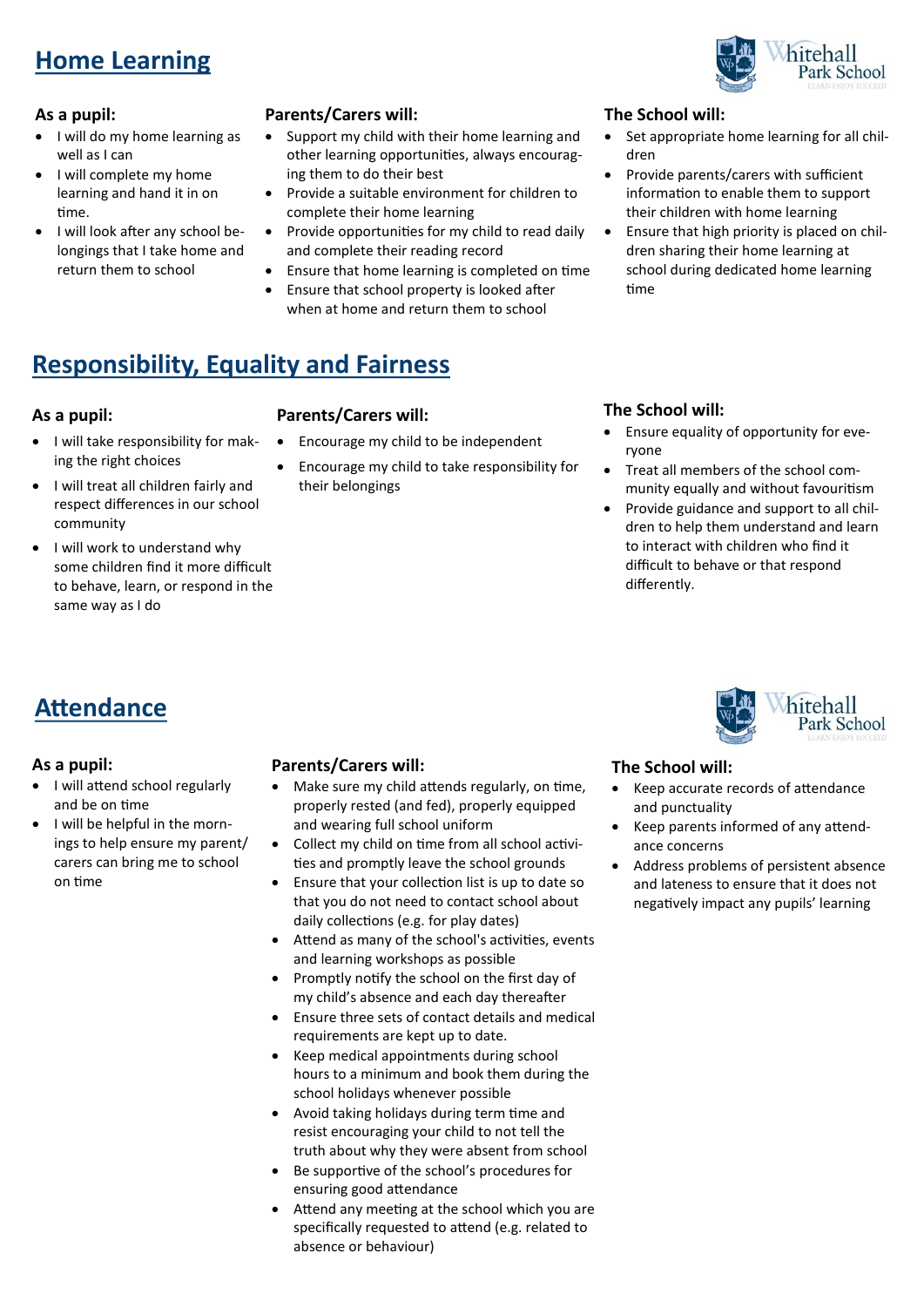## Home Learning

### As a pupil:

- I will do my home learning as well as I can
- I will complete my home learning and hand it in on time.
- I will look after any school belongings that I take home and return them to school

### Parents/Carers will:

- Support my child with their home learning and other learning opportunities, always encouraging them to do their best
- Provide a suitable environment for children to complete their home learning
- Provide opportunities for my child to read daily and complete their reading record
- Ensure that home learning is completed on time
- Ensure that school property is looked after when at home and return them to school

### The School will:

- Set appropriate home learning for all children
- Provide parents/carers with sufficient information to enable them to support their children with home learning
- Ensure that high priority is placed on children sharing their home learning at school during dedicated home learning time

## Responsibility, Equality and Fairness

### As a pupil:

- I will take responsibility for making the right choices
- I will treat all children fairly and respect differences in our school community
- I will work to understand why some children find it more difficult to behave, learn, or respond in the same way as I do

### Parents/Carers will:

- Encourage my child to be independent
- Encourage my child to take responsibility for their belongings

### The School will:

- Ensure equality of opportunity for everyone
- Treat all members of the school community equally and without favouritism
- Provide guidance and support to all children to help them understand and learn to interact with children who find it difficult to behave or that respond differently.

## Attendance

### As a pupil:

- I will attend school regularly and be on time
- I will be helpful in the mornings to help ensure my parent/carers can bring me to school on time

### Parents/Carers will:

- Make sure my child attends regularly, on time, properly rested (and fed), properly equipped and wearing full school uniform
- Collect my child on time from all school activities and promptly leave the school grounds
- Ensure that your collection list is up to date so that you do not need to contact school about daily collections (e.g. for play dates)
- Attend as many of the school's activities, events and learning workshops as possible
- Promptly notify the school on the first day of my child's absence and each day thereafter
- Ensure three sets of contact details and medical requirements are kept up to date.
- Keep medical appointments during school hours to a minimum and book them during the school holidays whenever possible
- Avoid taking holidays during term time and resist encouraging your child to not tell the truth about why they were absent from school
- Be supportive of the school's procedures for ensuring good attendance
- Attend any meeting at the school which you are specifically requested to attend (e.g. related to absence or behaviour)

### The School will:

- Keep accurate records of attendance and punctuality
- Keep parents informed of any attendance concerns
- Address problems of persistent absence and lateness to ensure that it does not negatively impact any pupils' learning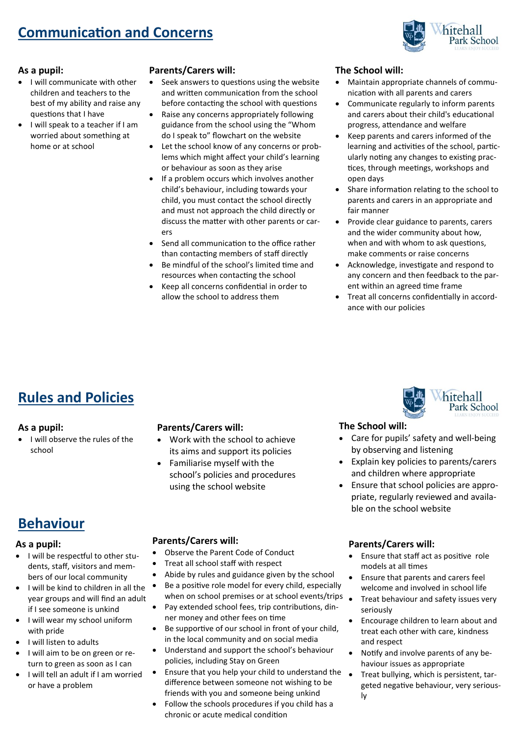## Communication and Concerns

### As a pupil:

- I will communicate with other children and teachers to the best of my ability and raise any questions that I have
- I will speak to a teacher if I am worried about something at home or at school

### Parents/Carers will:

- Seek answers to questions using the website and written communication from the school before contacting the school with questions
- Raise any concerns appropriately following guidance from the school using the "Whom do I speak to" flowchart on the website
- Let the school know of any concerns or problems which might affect your child's learning or behaviour as soon as they arise
- If a problem occurs which involves another child's behaviour, including towards your child, you must contact the school directly and must not approach the child directly or discuss the matter with other parents or carers
- Send all communication to the office rather than contacting members of staff directly
- Be mindful of the school's limited time and resources when contacting the school
- Keep all concerns confidential in order to allow the school to address them

### The School will:

- Maintain appropriate channels of communication with all parents and carers
- Communicate regularly to inform parents and carers about their child's educational progress, attendance and welfare
- Keep parents and carers informed of the learning and activities of the school, particularly noting any changes to existing practices, through meetings, workshops and open days
- Share information relating to the school to parents and carers in an appropriate and fair manner
- Provide clear guidance to parents, carers and the wider community about how, when and with whom to ask questions, make comments or raise concerns
- Acknowledge, investigate and respond to any concern and then feedback to the parent within an agreed time frame
- Treat all concerns confidentially in accordance with our policies

## Rules and Policies

### As a pupil:

- I will observe the rules of the school

### Parents/Carers will:

- Work with the school to achieve its aims and support its policies
- Familiarise myself with the school's policies and procedures using the school website

### The School will:

- Care for pupils' safety and well-being by observing and listening
- Explain key policies to parents/carers and children where appropriate
- Ensure that school policies are appropriate, regularly reviewed and available on the school website

## Behaviour

### As a pupil:

- I will be respectful to other students, staff, visitors and members of our local community
- I will be kind to children in all the year groups and will find an adult if I see someone is unkind
- I will wear my school uniform with pride
- I will listen to adults
- I will aim to be on green or return to green as soon as I can
- I will tell an adult if I am worried or have a problem

### Parents/Carers will:

- Observe the Parent Code of Conduct
- Treat all school staff with respect
- Abide by rules and guidance given by the school
- Be a positive role model for every child, especially when on school premises or at school events/trips
- Pay extended school fees, trip contributions, dinner money and other fees on time
- Be supportive of our school in front of your child, in the local community and on social media
- Understand and support the school's behaviour policies, including Stay on Green
- Ensure that you help your child to understand the difference between someone not wishing to be friends with you and someone being unkind
- Follow the schools procedures if you child has a chronic or acute medical condition

### Parents/Carers will:

- Ensure that staff act as positive role models at all times
- Ensure that parents and carers feel welcome and involved in school life
- Treat behaviour and safety issues very seriously
- Encourage children to learn about and treat each other with care, kindness and respect
- Notify and involve parents of any behaviour issues as appropriate
- Treat bullying, which is persistent, targeted negative behaviour, very seriously